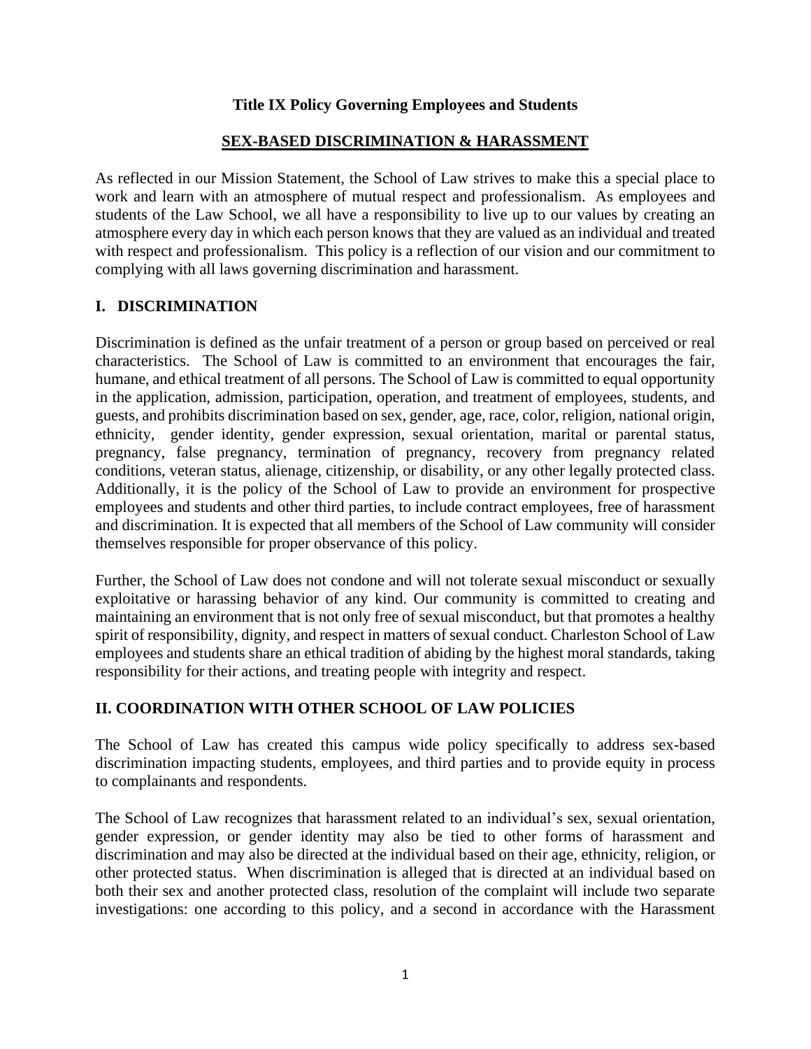# Title IX Policy Governing Employees and Students

## SEX-BASED DISCRIMINATION & HARASSMENT

As reflected in our Mission Statement, the School of Law strives to make this a special place to work and learn with an atmosphere of mutual respect and professionalism. As employees and students of the Law School, we all have a responsibility to live up to our values by creating an atmosphere every day in which each person knows that they are valued as an individual and treated with respect and professionalism. This policy is a reflection of our vision and our commitment to complying with all laws governing discrimination and harassment.

## I. DISCRIMINATION

Discrimination is defined as the unfair treatment of a person or group based on perceived or real characteristics. The School of Law is committed to an environment that encourages the fair, humane, and ethical treatment of all persons. The School of Law is committed to equal opportunity in the application, admission, participation, operation, and treatment of employees, students, and guests, and prohibits discrimination based on sex, gender, age, race, color, religion, national origin, ethnicity, gender identity, gender expression, sexual orientation, marital or parental status, pregnancy, false pregnancy, termination of pregnancy, recovery from pregnancy related conditions, veteran status, alienage, citizenship, or disability, or any other legally protected class. Additionally, it is the policy of the School of Law to provide an environment for prospective employees and students and other third parties, to include contract employees, free of harassment and discrimination. It is expected that all members of the School of Law community will consider themselves responsible for proper observance of this policy.

Further, the School of Law does not condone and will not tolerate sexual misconduct or sexually exploitative or harassing behavior of any kind. Our community is committed to creating and maintaining an environment that is not only free of sexual misconduct, but that promotes a healthy spirit of responsibility, dignity, and respect in matters of sexual conduct. Charleston School of Law employees and students share an ethical tradition of abiding by the highest moral standards, taking responsibility for their actions, and treating people with integrity and respect.

## II. COORDINATION WITH OTHER SCHOOL OF LAW POLICIES

The School of Law has created this campus wide policy specifically to address sex-based discrimination impacting students, employees, and third parties and to provide equity in process to complainants and respondents.

The School of Law recognizes that harassment related to an individual's sex, sexual orientation, gender expression, or gender identity may also be tied to other forms of harassment and discrimination and may also be directed at the individual based on their age, ethnicity, religion, or other protected status. When discrimination is alleged that is directed at an individual based on both their sex and another protected class, resolution of the complaint will include two separate investigations: one according to this policy, and a second in accordance with the Harassment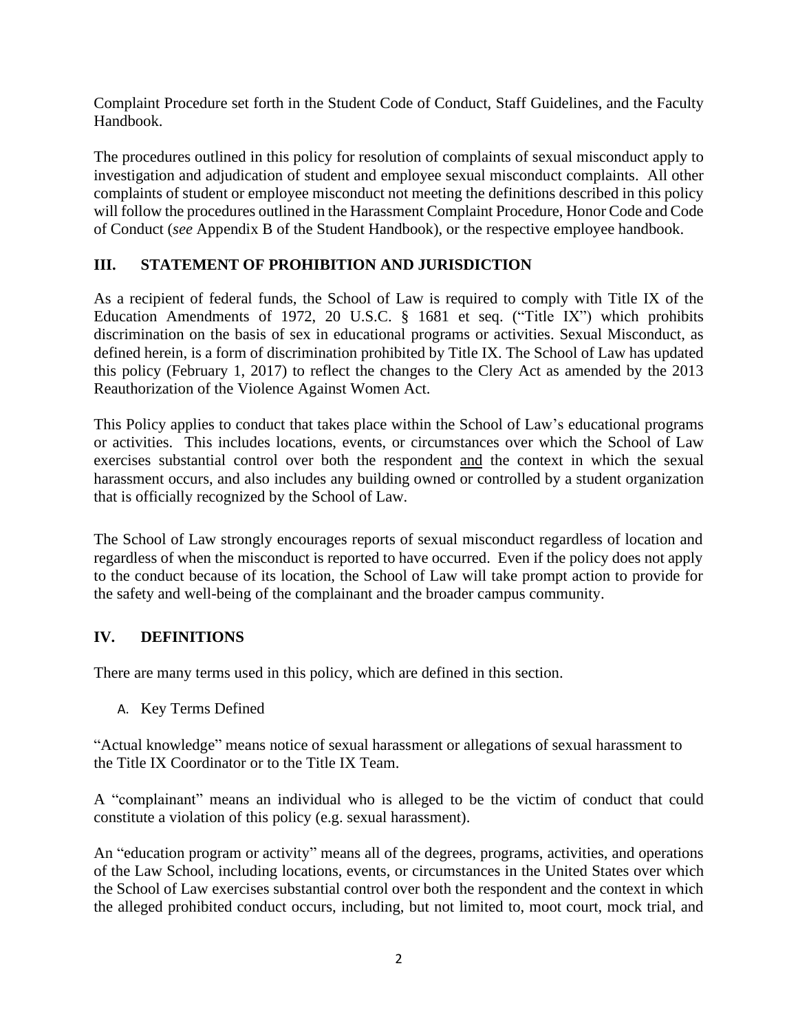Complaint Procedure set forth in the Student Code of Conduct, Staff Guidelines, and the Faculty Handbook.

The procedures outlined in this policy for resolution of complaints of sexual misconduct apply to investigation and adjudication of student and employee sexual misconduct complaints. All other complaints of student or employee misconduct not meeting the definitions described in this policy will follow the procedures outlined in the Harassment Complaint Procedure, Honor Code and Code of Conduct (*see* Appendix B of the Student Handbook), or the respective employee handbook.

## III. STATEMENT OF PROHIBITION AND JURISDICTION

As a recipient of federal funds, the School of Law is required to comply with Title IX of the Education Amendments of 1972, 20 U.S.C. § 1681 et seq. ("Title IX") which prohibits discrimination on the basis of sex in educational programs or activities. Sexual Misconduct, as defined herein, is a form of discrimination prohibited by Title IX. The School of Law has updated this policy (February 1, 2017) to reflect the changes to the Clery Act as amended by the 2013 Reauthorization of the Violence Against Women Act.

This Policy applies to conduct that takes place within the School of Law's educational programs or activities. This includes locations, events, or circumstances over which the School of Law exercises substantial control over both the respondent and the context in which the sexual harassment occurs, and also includes any building owned or controlled by a student organization that is officially recognized by the School of Law.

The School of Law strongly encourages reports of sexual misconduct regardless of location and regardless of when the misconduct is reported to have occurred. Even if the policy does not apply to the conduct because of its location, the School of Law will take prompt action to provide for the safety and well-being of the complainant and the broader campus community.

## IV. DEFINITIONS

There are many terms used in this policy, which are defined in this section.

### A. Key Terms Defined

"Actual knowledge" means notice of sexual harassment or allegations of sexual harassment to the Title IX Coordinator or to the Title IX Team.

A "complainant" means an individual who is alleged to be the victim of conduct that could constitute a violation of this policy (e.g. sexual harassment).

An "education program or activity" means all of the degrees, programs, activities, and operations of the Law School, including locations, events, or circumstances in the United States over which the School of Law exercises substantial control over both the respondent and the context in which the alleged prohibited conduct occurs, including, but not limited to, moot court, mock trial, and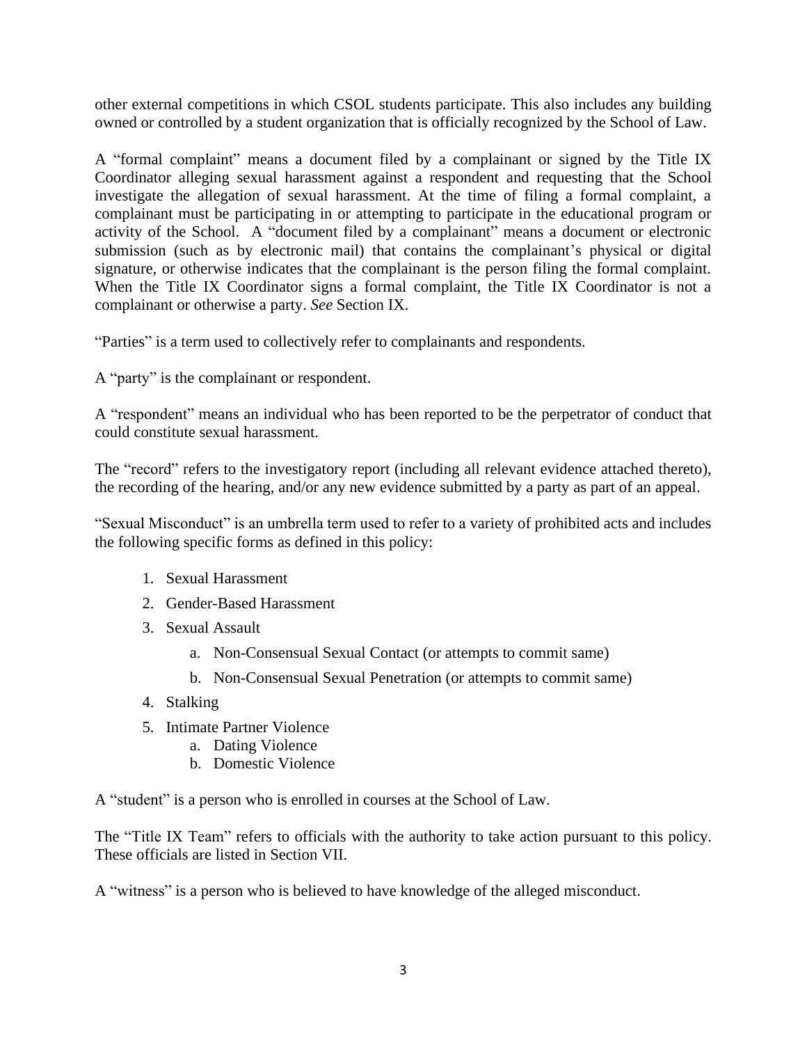other external competitions in which CSOL students participate. This also includes any building owned or controlled by a student organization that is officially recognized by the School of Law.

A "formal complaint" means a document filed by a complainant or signed by the Title IX Coordinator alleging sexual harassment against a respondent and requesting that the School investigate the allegation of sexual harassment. At the time of filing a formal complaint, a complainant must be participating in or attempting to participate in the educational program or activity of the School. A "document filed by a complainant" means a document or electronic submission (such as by electronic mail) that contains the complainant's physical or digital signature, or otherwise indicates that the complainant is the person filing the formal complaint. When the Title IX Coordinator signs a formal complaint, the Title IX Coordinator is not a complainant or otherwise a party. *See* Section IX.

"Parties" is a term used to collectively refer to complainants and respondents.

A "party" is the complainant or respondent.

A "respondent" means an individual who has been reported to be the perpetrator of conduct that could constitute sexual harassment.

The "record" refers to the investigatory report (including all relevant evidence attached thereto), the recording of the hearing, and/or any new evidence submitted by a party as part of an appeal.

"Sexual Misconduct" is an umbrella term used to refer to a variety of prohibited acts and includes the following specific forms as defined in this policy:

1. Sexual Harassment
2. Gender-Based Harassment
3. Sexual Assault
   a. Non-Consensual Sexual Contact (or attempts to commit same)
   b. Non-Consensual Sexual Penetration (or attempts to commit same)
4. Stalking
5. Intimate Partner Violence
   a. Dating Violence
   b. Domestic Violence

A "student" is a person who is enrolled in courses at the School of Law.

The "Title IX Team" refers to officials with the authority to take action pursuant to this policy. These officials are listed in Section VII.

A "witness" is a person who is believed to have knowledge of the alleged misconduct.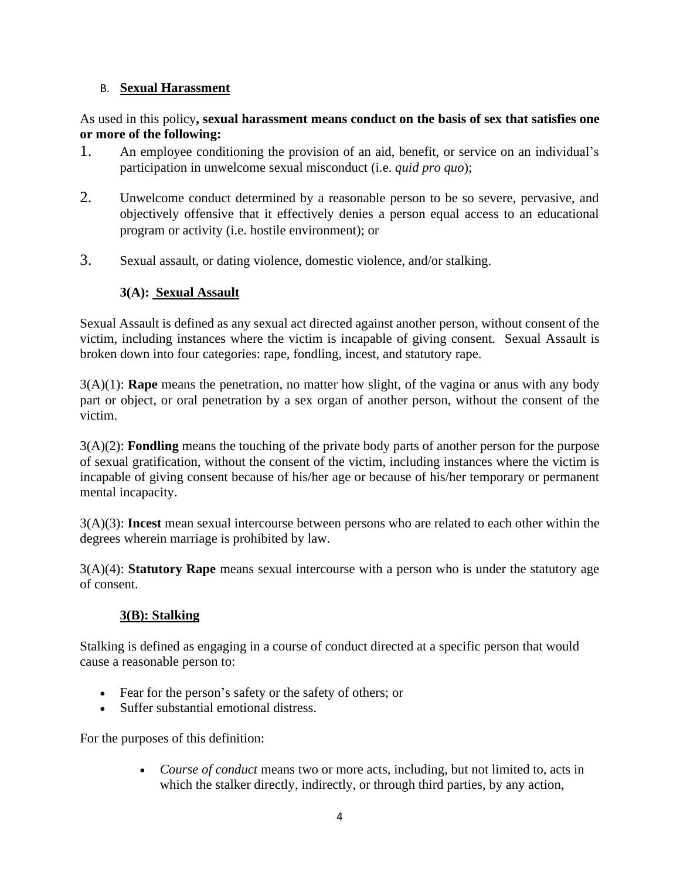### B. **Sexual Harassment**

As used in this policy**, sexual harassment means conduct on the basis of sex that satisfies one or more of the following:**

1. An employee conditioning the provision of an aid, benefit, or service on an individual's participation in unwelcome sexual misconduct (i.e. *quid pro quo*);

2. Unwelcome conduct determined by a reasonable person to be so severe, pervasive, and objectively offensive that it effectively denies a person equal access to an educational program or activity (i.e. hostile environment); or

3. Sexual assault, or dating violence, domestic violence, and/or stalking.

#### **3(A): Sexual Assault**

Sexual Assault is defined as any sexual act directed against another person, without consent of the victim, including instances where the victim is incapable of giving consent. Sexual Assault is broken down into four categories: rape, fondling, incest, and statutory rape.

3(A)(1): **Rape** means the penetration, no matter how slight, of the vagina or anus with any body part or object, or oral penetration by a sex organ of another person, without the consent of the victim.

3(A)(2): **Fondling** means the touching of the private body parts of another person for the purpose of sexual gratification, without the consent of the victim, including instances where the victim is incapable of giving consent because of his/her age or because of his/her temporary or permanent mental incapacity.

3(A)(3): **Incest** mean sexual intercourse between persons who are related to each other within the degrees wherein marriage is prohibited by law.

3(A)(4): **Statutory Rape** means sexual intercourse with a person who is under the statutory age of consent.

#### **3(B): Stalking**

Stalking is defined as engaging in a course of conduct directed at a specific person that would cause a reasonable person to:

- Fear for the person's safety or the safety of others; or
- Suffer substantial emotional distress.

For the purposes of this definition:

- *Course of conduct* means two or more acts, including, but not limited to, acts in which the stalker directly, indirectly, or through third parties, by any action,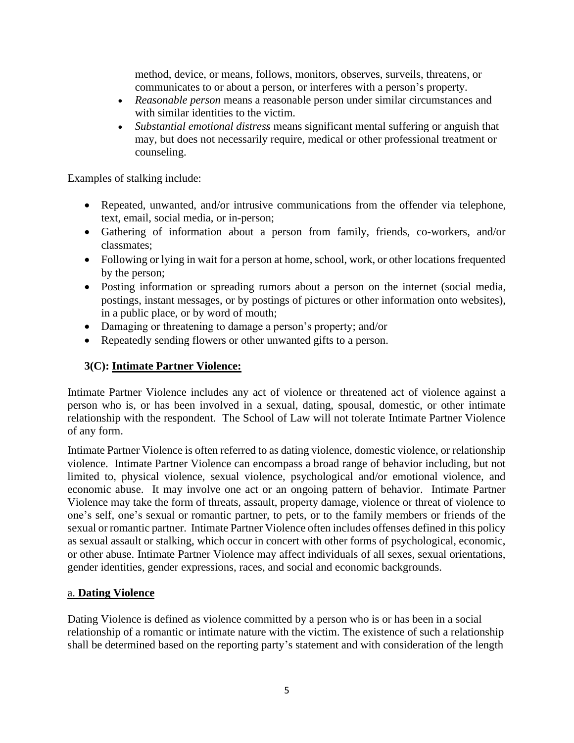method, device, or means, follows, monitors, observes, surveils, threatens, or communicates to or about a person, or interferes with a person's property.

- *Reasonable person* means a reasonable person under similar circumstances and with similar identities to the victim.
- *Substantial emotional distress* means significant mental suffering or anguish that may, but does not necessarily require, medical or other professional treatment or counseling.

Examples of stalking include:

- Repeated, unwanted, and/or intrusive communications from the offender via telephone, text, email, social media, or in-person;
- Gathering of information about a person from family, friends, co-workers, and/or classmates;
- Following or lying in wait for a person at home, school, work, or other locations frequented by the person;
- Posting information or spreading rumors about a person on the internet (social media, postings, instant messages, or by postings of pictures or other information onto websites), in a public place, or by word of mouth;
- Damaging or threatening to damage a person's property; and/or
- Repeatedly sending flowers or other unwanted gifts to a person.

### 3(C): <u>Intimate Partner Violence:</u>

Intimate Partner Violence includes any act of violence or threatened act of violence against a person who is, or has been involved in a sexual, dating, spousal, domestic, or other intimate relationship with the respondent. The School of Law will not tolerate Intimate Partner Violence of any form.

Intimate Partner Violence is often referred to as dating violence, domestic violence, or relationship violence. Intimate Partner Violence can encompass a broad range of behavior including, but not limited to, physical violence, sexual violence, psychological and/or emotional violence, and economic abuse. It may involve one act or an ongoing pattern of behavior. Intimate Partner Violence may take the form of threats, assault, property damage, violence or threat of violence to one's self, one's sexual or romantic partner, to pets, or to the family members or friends of the sexual or romantic partner. Intimate Partner Violence often includes offenses defined in this policy as sexual assault or stalking, which occur in concert with other forms of psychological, economic, or other abuse. Intimate Partner Violence may affect individuals of all sexes, sexual orientations, gender identities, gender expressions, races, and social and economic backgrounds.

#### <u>a. **Dating Violence**</u>

Dating Violence is defined as violence committed by a person who is or has been in a social relationship of a romantic or intimate nature with the victim. The existence of such a relationship shall be determined based on the reporting party's statement and with consideration of the length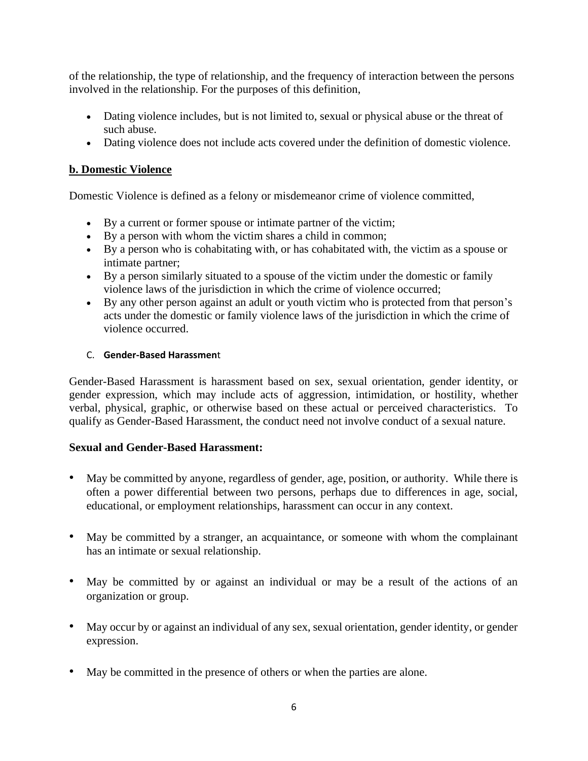of the relationship, the type of relationship, and the frequency of interaction between the persons involved in the relationship. For the purposes of this definition,

- Dating violence includes, but is not limited to, sexual or physical abuse or the threat of such abuse.
- Dating violence does not include acts covered under the definition of domestic violence.

### b. Domestic Violence

Domestic Violence is defined as a felony or misdemeanor crime of violence committed,

- By a current or former spouse or intimate partner of the victim;
- By a person with whom the victim shares a child in common;
- By a person who is cohabitating with, or has cohabitated with, the victim as a spouse or intimate partner;
- By a person similarly situated to a spouse of the victim under the domestic or family violence laws of the jurisdiction in which the crime of violence occurred;
- By any other person against an adult or youth victim who is protected from that person's acts under the domestic or family violence laws of the jurisdiction in which the crime of violence occurred.

### C. Gender-Based Harassment

Gender-Based Harassment is harassment based on sex, sexual orientation, gender identity, or gender expression, which may include acts of aggression, intimidation, or hostility, whether verbal, physical, graphic, or otherwise based on these actual or perceived characteristics. To qualify as Gender-Based Harassment, the conduct need not involve conduct of a sexual nature.

**Sexual and Gender-Based Harassment:**

- May be committed by anyone, regardless of gender, age, position, or authority. While there is often a power differential between two persons, perhaps due to differences in age, social, educational, or employment relationships, harassment can occur in any context.

- May be committed by a stranger, an acquaintance, or someone with whom the complainant has an intimate or sexual relationship.

- May be committed by or against an individual or may be a result of the actions of an organization or group.

- May occur by or against an individual of any sex, sexual orientation, gender identity, or gender expression.

- May be committed in the presence of others or when the parties are alone.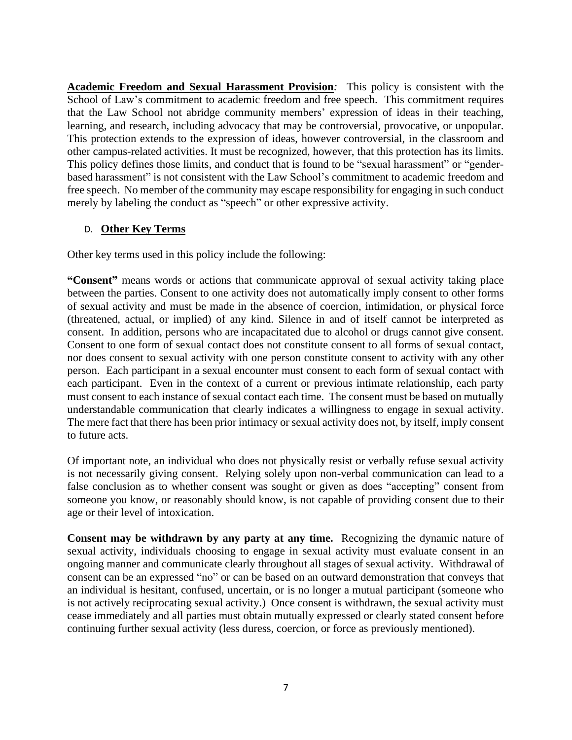**Academic Freedom and Sexual Harassment Provision***:* This policy is consistent with the School of Law's commitment to academic freedom and free speech. This commitment requires that the Law School not abridge community members' expression of ideas in their teaching, learning, and research, including advocacy that may be controversial, provocative, or unpopular. This protection extends to the expression of ideas, however controversial, in the classroom and other campus-related activities. It must be recognized, however, that this protection has its limits. This policy defines those limits, and conduct that is found to be "sexual harassment" or "gender-based harassment" is not consistent with the Law School's commitment to academic freedom and free speech. No member of the community may escape responsibility for engaging in such conduct merely by labeling the conduct as "speech" or other expressive activity.

### D. Other Key Terms

Other key terms used in this policy include the following:

**"Consent"** means words or actions that communicate approval of sexual activity taking place between the parties. Consent to one activity does not automatically imply consent to other forms of sexual activity and must be made in the absence of coercion, intimidation, or physical force (threatened, actual, or implied) of any kind. Silence in and of itself cannot be interpreted as consent. In addition, persons who are incapacitated due to alcohol or drugs cannot give consent. Consent to one form of sexual contact does not constitute consent to all forms of sexual contact, nor does consent to sexual activity with one person constitute consent to activity with any other person. Each participant in a sexual encounter must consent to each form of sexual contact with each participant. Even in the context of a current or previous intimate relationship, each party must consent to each instance of sexual contact each time. The consent must be based on mutually understandable communication that clearly indicates a willingness to engage in sexual activity. The mere fact that there has been prior intimacy or sexual activity does not, by itself, imply consent to future acts.

Of important note, an individual who does not physically resist or verbally refuse sexual activity is not necessarily giving consent. Relying solely upon non-verbal communication can lead to a false conclusion as to whether consent was sought or given as does "accepting" consent from someone you know, or reasonably should know, is not capable of providing consent due to their age or their level of intoxication.

**Consent may be withdrawn by any party at any time.** Recognizing the dynamic nature of sexual activity, individuals choosing to engage in sexual activity must evaluate consent in an ongoing manner and communicate clearly throughout all stages of sexual activity. Withdrawal of consent can be an expressed "no" or can be based on an outward demonstration that conveys that an individual is hesitant, confused, uncertain, or is no longer a mutual participant (someone who is not actively reciprocating sexual activity.) Once consent is withdrawn, the sexual activity must cease immediately and all parties must obtain mutually expressed or clearly stated consent before continuing further sexual activity (less duress, coercion, or force as previously mentioned).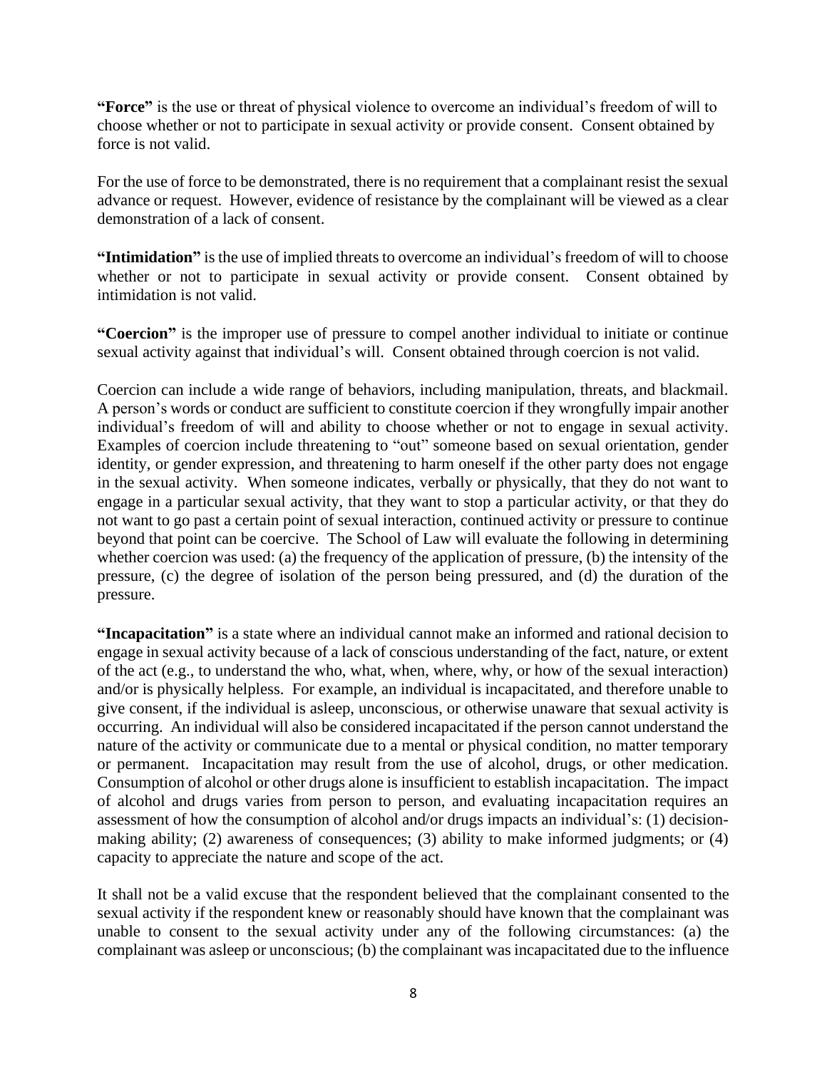**"Force"** is the use or threat of physical violence to overcome an individual's freedom of will to choose whether or not to participate in sexual activity or provide consent. Consent obtained by force is not valid.

For the use of force to be demonstrated, there is no requirement that a complainant resist the sexual advance or request. However, evidence of resistance by the complainant will be viewed as a clear demonstration of a lack of consent.

**"Intimidation"** is the use of implied threats to overcome an individual's freedom of will to choose whether or not to participate in sexual activity or provide consent. Consent obtained by intimidation is not valid.

**"Coercion"** is the improper use of pressure to compel another individual to initiate or continue sexual activity against that individual's will. Consent obtained through coercion is not valid.

Coercion can include a wide range of behaviors, including manipulation, threats, and blackmail. A person's words or conduct are sufficient to constitute coercion if they wrongfully impair another individual's freedom of will and ability to choose whether or not to engage in sexual activity. Examples of coercion include threatening to "out" someone based on sexual orientation, gender identity, or gender expression, and threatening to harm oneself if the other party does not engage in the sexual activity. When someone indicates, verbally or physically, that they do not want to engage in a particular sexual activity, that they want to stop a particular activity, or that they do not want to go past a certain point of sexual interaction, continued activity or pressure to continue beyond that point can be coercive. The School of Law will evaluate the following in determining whether coercion was used: (a) the frequency of the application of pressure, (b) the intensity of the pressure, (c) the degree of isolation of the person being pressured, and (d) the duration of the pressure.

**"Incapacitation"** is a state where an individual cannot make an informed and rational decision to engage in sexual activity because of a lack of conscious understanding of the fact, nature, or extent of the act (e.g., to understand the who, what, when, where, why, or how of the sexual interaction) and/or is physically helpless. For example, an individual is incapacitated, and therefore unable to give consent, if the individual is asleep, unconscious, or otherwise unaware that sexual activity is occurring. An individual will also be considered incapacitated if the person cannot understand the nature of the activity or communicate due to a mental or physical condition, no matter temporary or permanent. Incapacitation may result from the use of alcohol, drugs, or other medication. Consumption of alcohol or other drugs alone is insufficient to establish incapacitation. The impact of alcohol and drugs varies from person to person, and evaluating incapacitation requires an assessment of how the consumption of alcohol and/or drugs impacts an individual's: (1) decision-making ability; (2) awareness of consequences; (3) ability to make informed judgments; or (4) capacity to appreciate the nature and scope of the act.

It shall not be a valid excuse that the respondent believed that the complainant consented to the sexual activity if the respondent knew or reasonably should have known that the complainant was unable to consent to the sexual activity under any of the following circumstances: (a) the complainant was asleep or unconscious; (b) the complainant was incapacitated due to the influence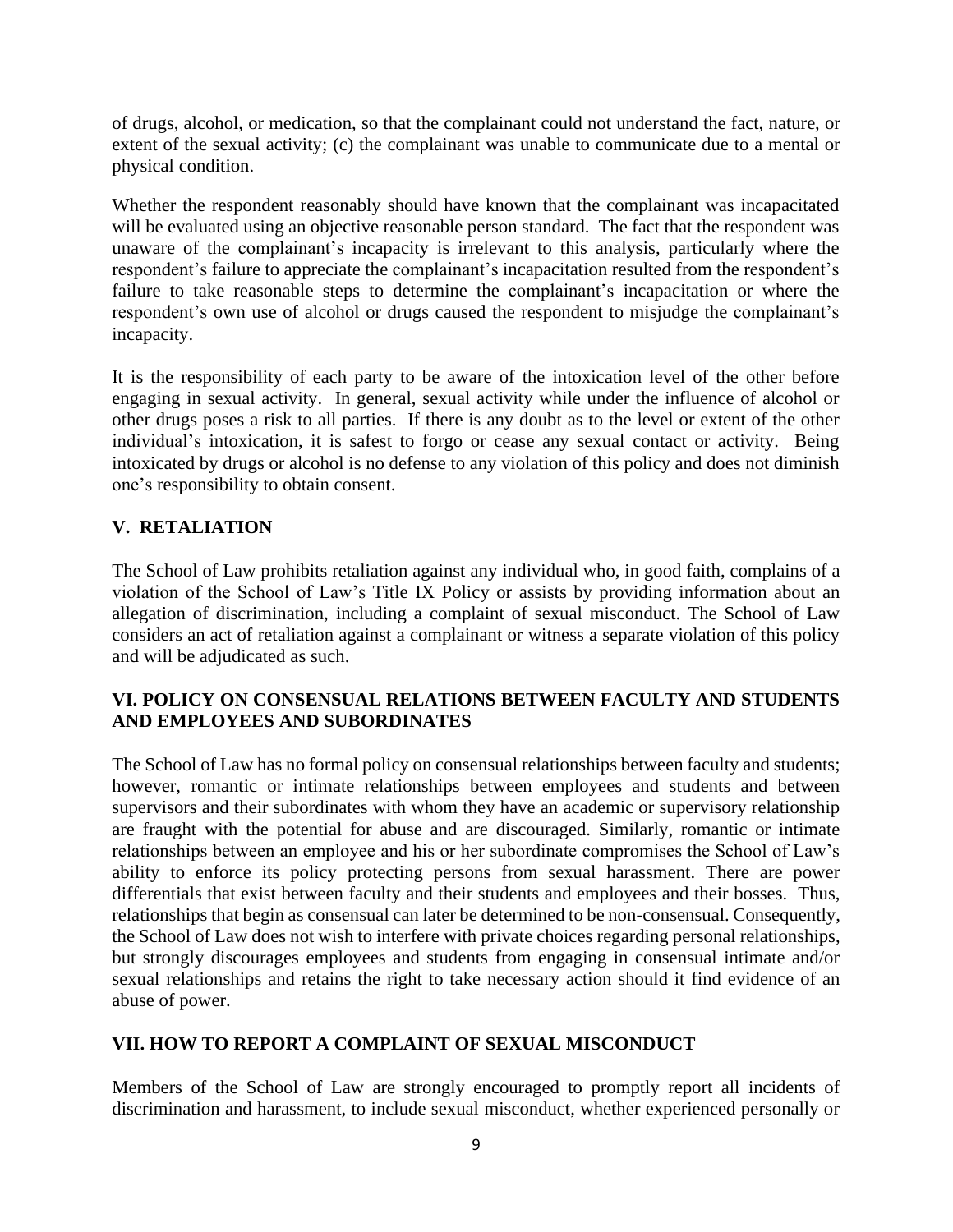of drugs, alcohol, or medication, so that the complainant could not understand the fact, nature, or extent of the sexual activity; (c) the complainant was unable to communicate due to a mental or physical condition.

Whether the respondent reasonably should have known that the complainant was incapacitated will be evaluated using an objective reasonable person standard. The fact that the respondent was unaware of the complainant's incapacity is irrelevant to this analysis, particularly where the respondent's failure to appreciate the complainant's incapacitation resulted from the respondent's failure to take reasonable steps to determine the complainant's incapacitation or where the respondent's own use of alcohol or drugs caused the respondent to misjudge the complainant's incapacity.

It is the responsibility of each party to be aware of the intoxication level of the other before engaging in sexual activity. In general, sexual activity while under the influence of alcohol or other drugs poses a risk to all parties. If there is any doubt as to the level or extent of the other individual's intoxication, it is safest to forgo or cease any sexual contact or activity. Being intoxicated by drugs or alcohol is no defense to any violation of this policy and does not diminish one's responsibility to obtain consent.

## V. RETALIATION

The School of Law prohibits retaliation against any individual who, in good faith, complains of a violation of the School of Law's Title IX Policy or assists by providing information about an allegation of discrimination, including a complaint of sexual misconduct. The School of Law considers an act of retaliation against a complainant or witness a separate violation of this policy and will be adjudicated as such.

## VI. POLICY ON CONSENSUAL RELATIONS BETWEEN FACULTY AND STUDENTS AND EMPLOYEES AND SUBORDINATES

The School of Law has no formal policy on consensual relationships between faculty and students; however, romantic or intimate relationships between employees and students and between supervisors and their subordinates with whom they have an academic or supervisory relationship are fraught with the potential for abuse and are discouraged. Similarly, romantic or intimate relationships between an employee and his or her subordinate compromises the School of Law's ability to enforce its policy protecting persons from sexual harassment. There are power differentials that exist between faculty and their students and employees and their bosses. Thus, relationships that begin as consensual can later be determined to be non-consensual. Consequently, the School of Law does not wish to interfere with private choices regarding personal relationships, but strongly discourages employees and students from engaging in consensual intimate and/or sexual relationships and retains the right to take necessary action should it find evidence of an abuse of power.

## VII. HOW TO REPORT A COMPLAINT OF SEXUAL MISCONDUCT

Members of the School of Law are strongly encouraged to promptly report all incidents of discrimination and harassment, to include sexual misconduct, whether experienced personally or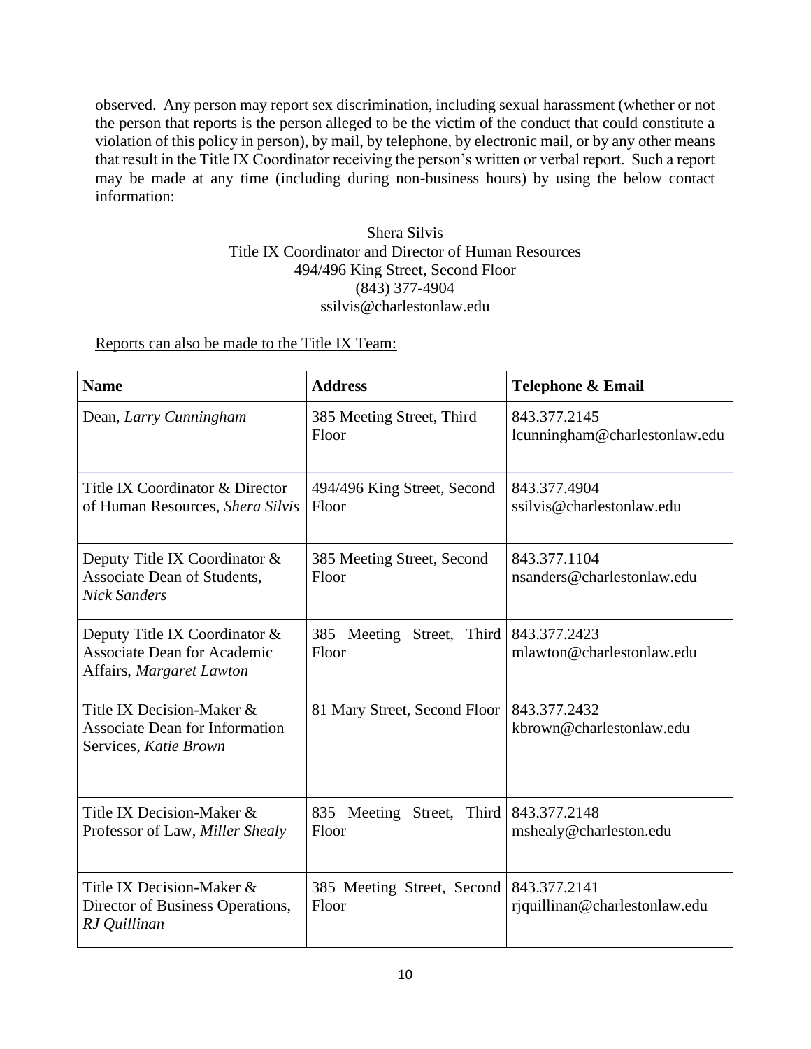observed. Any person may report sex discrimination, including sexual harassment (whether or not the person that reports is the person alleged to be the victim of the conduct that could constitute a violation of this policy in person), by mail, by telephone, by electronic mail, or by any other means that result in the Title IX Coordinator receiving the person's written or verbal report. Such a report may be made at any time (including during non-business hours) by using the below contact information:

Shera Silvis
Title IX Coordinator and Director of Human Resources
494/496 King Street, Second Floor
(843) 377-4904
ssilvis@charlestonlaw.edu

<u>Reports can also be made to the Title IX Team:</u>

| Name | Address | Telephone & Email |
|---|---|---|
| Dean, *Larry Cunningham* | 385 Meeting Street, Third Floor | 843.377.2145 lcunningham@charlestonlaw.edu |
| Title IX Coordinator & Director of Human Resources, *Shera Silvis* | 494/496 King Street, Second Floor | 843.377.4904 ssilvis@charlestonlaw.edu |
| Deputy Title IX Coordinator & Associate Dean of Students, *Nick Sanders* | 385 Meeting Street, Second Floor | 843.377.1104 nsanders@charlestonlaw.edu |
| Deputy Title IX Coordinator & Associate Dean for Academic Affairs, *Margaret Lawton* | 385 Meeting Street, Third Floor | 843.377.2423 mlawton@charlestonlaw.edu |
| Title IX Decision-Maker & Associate Dean for Information Services, *Katie Brown* | 81 Mary Street, Second Floor | 843.377.2432 kbrown@charlestonlaw.edu |
| Title IX Decision-Maker & Professor of Law, *Miller Shealy* | 835 Meeting Street, Third Floor | 843.377.2148 mshealy@charleston.edu |
| Title IX Decision-Maker & Director of Business Operations, *RJ Quillinan* | 385 Meeting Street, Second Floor | 843.377.2141 rjquillinan@charlestonlaw.edu |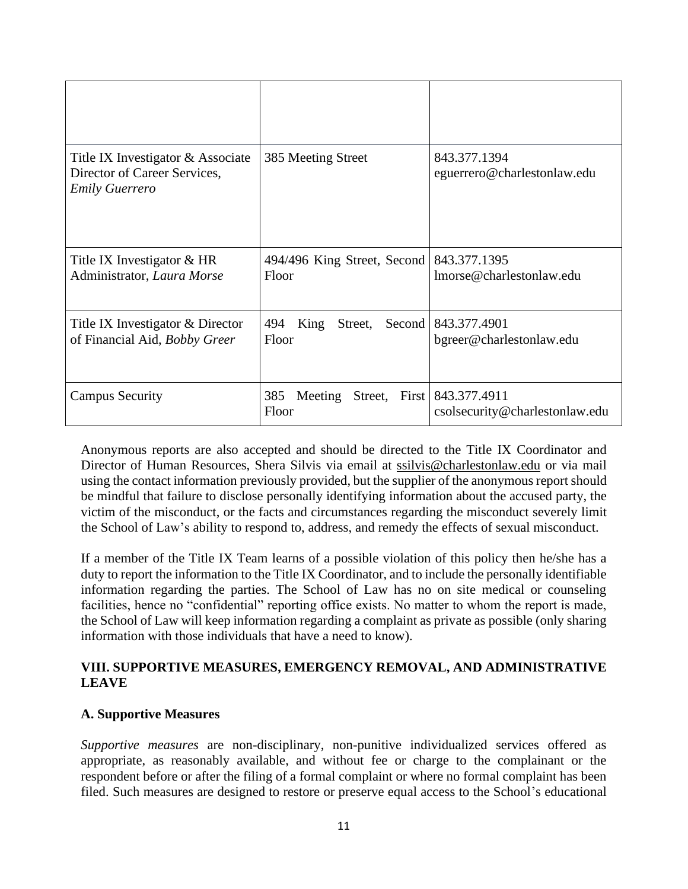| | | |
|---|---|---|
| Title IX Investigator & Associate Director of Career Services, *Emily Guerrero* | 385 Meeting Street | 843.377.1394 eguerrero@charlestonlaw.edu |
| Title IX Investigator & HR Administrator, *Laura Morse* | 494/496 King Street, Second Floor | 843.377.1395 lmorse@charlestonlaw.edu |
| Title IX Investigator & Director of Financial Aid, *Bobby Greer* | 494 King Street, Second Floor | 843.377.4901 bgreer@charlestonlaw.edu |
| Campus Security | 385 Meeting Street, First Floor | 843.377.4911 csolsecurity@charlestonlaw.edu |

Anonymous reports are also accepted and should be directed to the Title IX Coordinator and Director of Human Resources, Shera Silvis via email at ssilvis@charlestonlaw.edu or via mail using the contact information previously provided, but the supplier of the anonymous report should be mindful that failure to disclose personally identifying information about the accused party, the victim of the misconduct, or the facts and circumstances regarding the misconduct severely limit the School of Law's ability to respond to, address, and remedy the effects of sexual misconduct.

If a member of the Title IX Team learns of a possible violation of this policy then he/she has a duty to report the information to the Title IX Coordinator, and to include the personally identifiable information regarding the parties. The School of Law has no on site medical or counseling facilities, hence no "confidential" reporting office exists. No matter to whom the report is made, the School of Law will keep information regarding a complaint as private as possible (only sharing information with those individuals that have a need to know).

## VIII. SUPPORTIVE MEASURES, EMERGENCY REMOVAL, AND ADMINISTRATIVE LEAVE

### A. Supportive Measures

*Supportive measures* are non-disciplinary, non-punitive individualized services offered as appropriate, as reasonably available, and without fee or charge to the complainant or the respondent before or after the filing of a formal complaint or where no formal complaint has been filed. Such measures are designed to restore or preserve equal access to the School's educational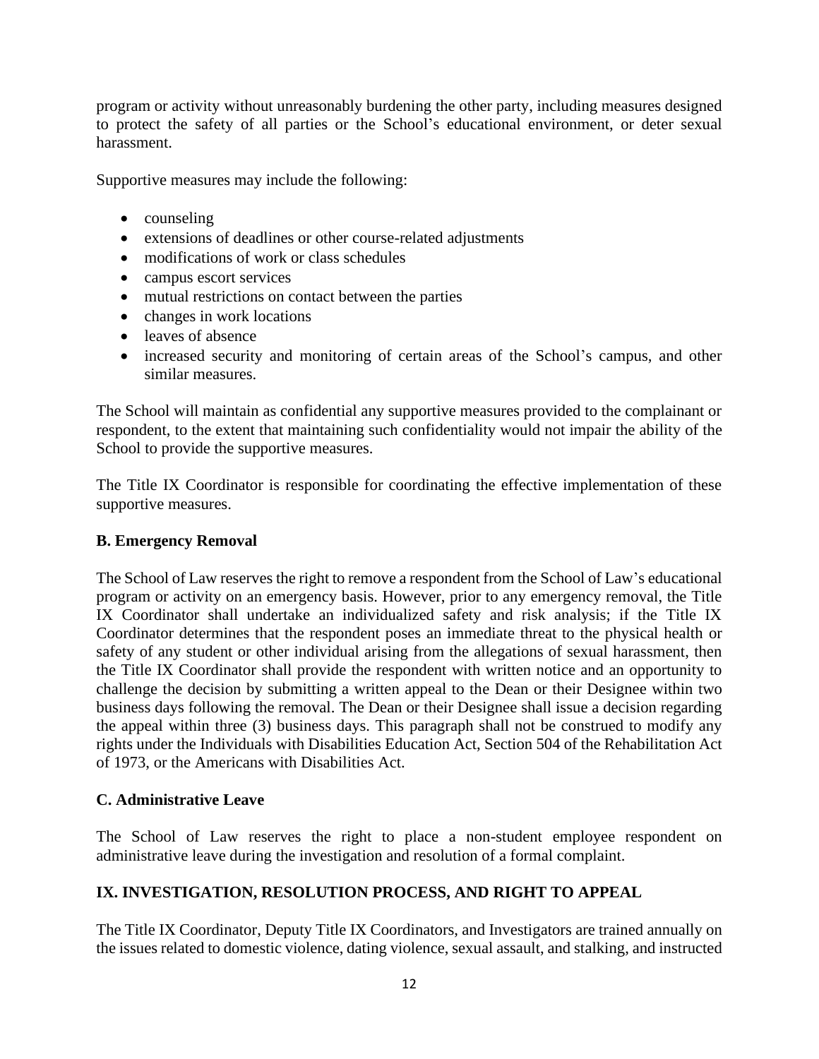program or activity without unreasonably burdening the other party, including measures designed to protect the safety of all parties or the School's educational environment, or deter sexual harassment.

Supportive measures may include the following:

- counseling
- extensions of deadlines or other course-related adjustments
- modifications of work or class schedules
- campus escort services
- mutual restrictions on contact between the parties
- changes in work locations
- leaves of absence
- increased security and monitoring of certain areas of the School's campus, and other similar measures.

The School will maintain as confidential any supportive measures provided to the complainant or respondent, to the extent that maintaining such confidentiality would not impair the ability of the School to provide the supportive measures.

The Title IX Coordinator is responsible for coordinating the effective implementation of these supportive measures.

### B. Emergency Removal

The School of Law reserves the right to remove a respondent from the School of Law's educational program or activity on an emergency basis. However, prior to any emergency removal, the Title IX Coordinator shall undertake an individualized safety and risk analysis; if the Title IX Coordinator determines that the respondent poses an immediate threat to the physical health or safety of any student or other individual arising from the allegations of sexual harassment, then the Title IX Coordinator shall provide the respondent with written notice and an opportunity to challenge the decision by submitting a written appeal to the Dean or their Designee within two business days following the removal. The Dean or their Designee shall issue a decision regarding the appeal within three (3) business days. This paragraph shall not be construed to modify any rights under the Individuals with Disabilities Education Act, Section 504 of the Rehabilitation Act of 1973, or the Americans with Disabilities Act.

### C. Administrative Leave

The School of Law reserves the right to place a non-student employee respondent on administrative leave during the investigation and resolution of a formal complaint.

## IX. INVESTIGATION, RESOLUTION PROCESS, AND RIGHT TO APPEAL

The Title IX Coordinator, Deputy Title IX Coordinators, and Investigators are trained annually on the issues related to domestic violence, dating violence, sexual assault, and stalking, and instructed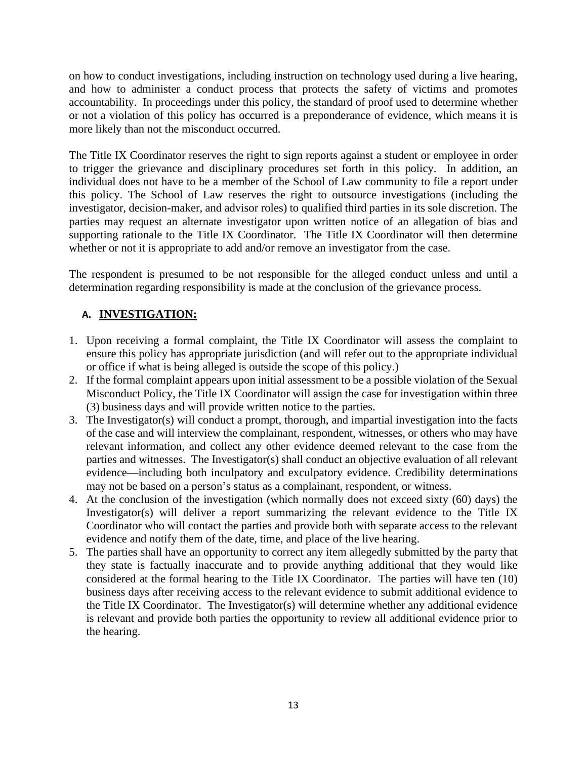on how to conduct investigations, including instruction on technology used during a live hearing, and how to administer a conduct process that protects the safety of victims and promotes accountability. In proceedings under this policy, the standard of proof used to determine whether or not a violation of this policy has occurred is a preponderance of evidence, which means it is more likely than not the misconduct occurred.

The Title IX Coordinator reserves the right to sign reports against a student or employee in order to trigger the grievance and disciplinary procedures set forth in this policy. In addition, an individual does not have to be a member of the School of Law community to file a report under this policy. The School of Law reserves the right to outsource investigations (including the investigator, decision-maker, and advisor roles) to qualified third parties in its sole discretion. The parties may request an alternate investigator upon written notice of an allegation of bias and supporting rationale to the Title IX Coordinator. The Title IX Coordinator will then determine whether or not it is appropriate to add and/or remove an investigator from the case.

The respondent is presumed to be not responsible for the alleged conduct unless and until a determination regarding responsibility is made at the conclusion of the grievance process.

### A. INVESTIGATION:

1. Upon receiving a formal complaint, the Title IX Coordinator will assess the complaint to ensure this policy has appropriate jurisdiction (and will refer out to the appropriate individual or office if what is being alleged is outside the scope of this policy.)
2. If the formal complaint appears upon initial assessment to be a possible violation of the Sexual Misconduct Policy, the Title IX Coordinator will assign the case for investigation within three (3) business days and will provide written notice to the parties.
3. The Investigator(s) will conduct a prompt, thorough, and impartial investigation into the facts of the case and will interview the complainant, respondent, witnesses, or others who may have relevant information, and collect any other evidence deemed relevant to the case from the parties and witnesses. The Investigator(s) shall conduct an objective evaluation of all relevant evidence—including both inculpatory and exculpatory evidence. Credibility determinations may not be based on a person's status as a complainant, respondent, or witness.
4. At the conclusion of the investigation (which normally does not exceed sixty (60) days) the Investigator(s) will deliver a report summarizing the relevant evidence to the Title IX Coordinator who will contact the parties and provide both with separate access to the relevant evidence and notify them of the date, time, and place of the live hearing.
5. The parties shall have an opportunity to correct any item allegedly submitted by the party that they state is factually inaccurate and to provide anything additional that they would like considered at the formal hearing to the Title IX Coordinator. The parties will have ten (10) business days after receiving access to the relevant evidence to submit additional evidence to the Title IX Coordinator. The Investigator(s) will determine whether any additional evidence is relevant and provide both parties the opportunity to review all additional evidence prior to the hearing.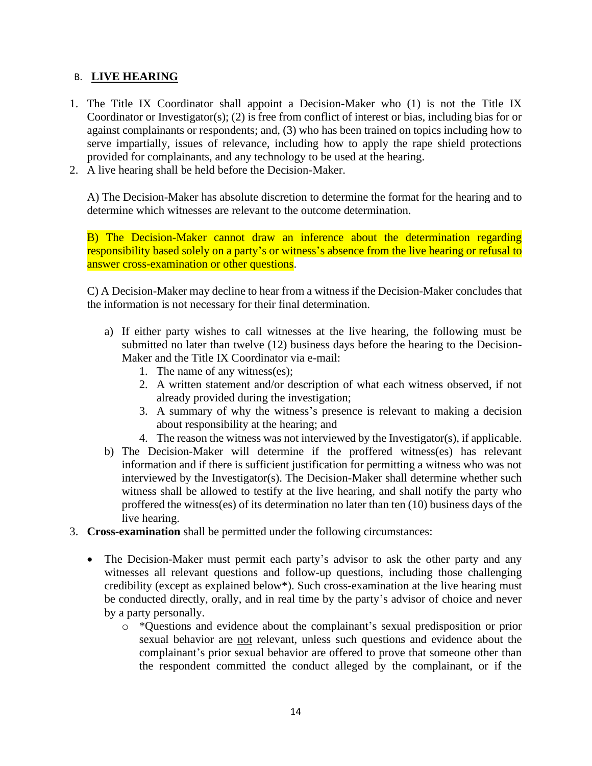## B. LIVE HEARING

1. The Title IX Coordinator shall appoint a Decision-Maker who (1) is not the Title IX Coordinator or Investigator(s); (2) is free from conflict of interest or bias, including bias for or against complainants or respondents; and, (3) who has been trained on topics including how to serve impartially, issues of relevance, including how to apply the rape shield protections provided for complainants, and any technology to be used at the hearing.
2. A live hearing shall be held before the Decision-Maker.

   A) The Decision-Maker has absolute discretion to determine the format for the hearing and to determine which witnesses are relevant to the outcome determination.

   B) The Decision-Maker cannot draw an inference about the determination regarding responsibility based solely on a party's or witness's absence from the live hearing or refusal to answer cross-examination or other questions.

   C) A Decision-Maker may decline to hear from a witness if the Decision-Maker concludes that the information is not necessary for their final determination.

   a) If either party wishes to call witnesses at the live hearing, the following must be submitted no later than twelve (12) business days before the hearing to the Decision-Maker and the Title IX Coordinator via e-mail:
      1. The name of any witness(es);
      2. A written statement and/or description of what each witness observed, if not already provided during the investigation;
      3. A summary of why the witness's presence is relevant to making a decision about responsibility at the hearing; and
      4. The reason the witness was not interviewed by the Investigator(s), if applicable.

   b) The Decision-Maker will determine if the proffered witness(es) has relevant information and if there is sufficient justification for permitting a witness who was not interviewed by the Investigator(s). The Decision-Maker shall determine whether such witness shall be allowed to testify at the live hearing, and shall notify the party who proffered the witness(es) of its determination no later than ten (10) business days of the live hearing.
3. **Cross-examination** shall be permitted under the following circumstances:

   - The Decision-Maker must permit each party's advisor to ask the other party and any witnesses all relevant questions and follow-up questions, including those challenging credibility (except as explained below*). Such cross-examination at the live hearing must be conducted directly, orally, and in real time by the party's advisor of choice and never by a party personally.
     - *Questions and evidence about the complainant's sexual predisposition or prior sexual behavior are not relevant, unless such questions and evidence about the complainant's prior sexual behavior are offered to prove that someone other than the respondent committed the conduct alleged by the complainant, or if the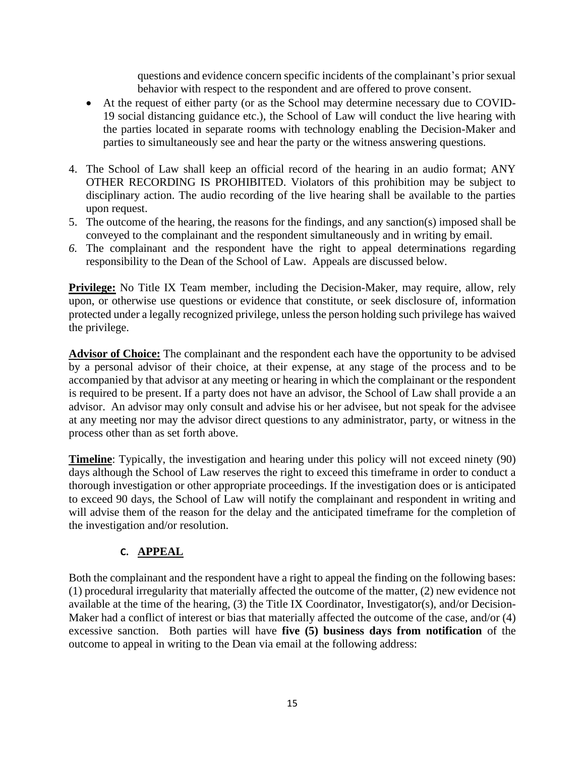questions and evidence concern specific incidents of the complainant's prior sexual behavior with respect to the respondent and are offered to prove consent.

- At the request of either party (or as the School may determine necessary due to COVID-19 social distancing guidance etc.), the School of Law will conduct the live hearing with the parties located in separate rooms with technology enabling the Decision-Maker and parties to simultaneously see and hear the party or the witness answering questions.

4. The School of Law shall keep an official record of the hearing in an audio format; ANY OTHER RECORDING IS PROHIBITED. Violators of this prohibition may be subject to disciplinary action. The audio recording of the live hearing shall be available to the parties upon request.
5. The outcome of the hearing, the reasons for the findings, and any sanction(s) imposed shall be conveyed to the complainant and the respondent simultaneously and in writing by email.
6. The complainant and the respondent have the right to appeal determinations regarding responsibility to the Dean of the School of Law. Appeals are discussed below.

**Privilege:** No Title IX Team member, including the Decision-Maker, may require, allow, rely upon, or otherwise use questions or evidence that constitute, or seek disclosure of, information protected under a legally recognized privilege, unless the person holding such privilege has waived the privilege.

**Advisor of Choice:** The complainant and the respondent each have the opportunity to be advised by a personal advisor of their choice, at their expense, at any stage of the process and to be accompanied by that advisor at any meeting or hearing in which the complainant or the respondent is required to be present. If a party does not have an advisor, the School of Law shall provide a an advisor. An advisor may only consult and advise his or her advisee, but not speak for the advisee at any meeting nor may the advisor direct questions to any administrator, party, or witness in the process other than as set forth above.

**Timeline**: Typically, the investigation and hearing under this policy will not exceed ninety (90) days although the School of Law reserves the right to exceed this timeframe in order to conduct a thorough investigation or other appropriate proceedings. If the investigation does or is anticipated to exceed 90 days, the School of Law will notify the complainant and respondent in writing and will advise them of the reason for the delay and the anticipated timeframe for the completion of the investigation and/or resolution.

### C. APPEAL

Both the complainant and the respondent have a right to appeal the finding on the following bases: (1) procedural irregularity that materially affected the outcome of the matter, (2) new evidence not available at the time of the hearing, (3) the Title IX Coordinator, Investigator(s), and/or Decision-Maker had a conflict of interest or bias that materially affected the outcome of the case, and/or (4) excessive sanction. Both parties will have **five (5) business days from notification** of the outcome to appeal in writing to the Dean via email at the following address: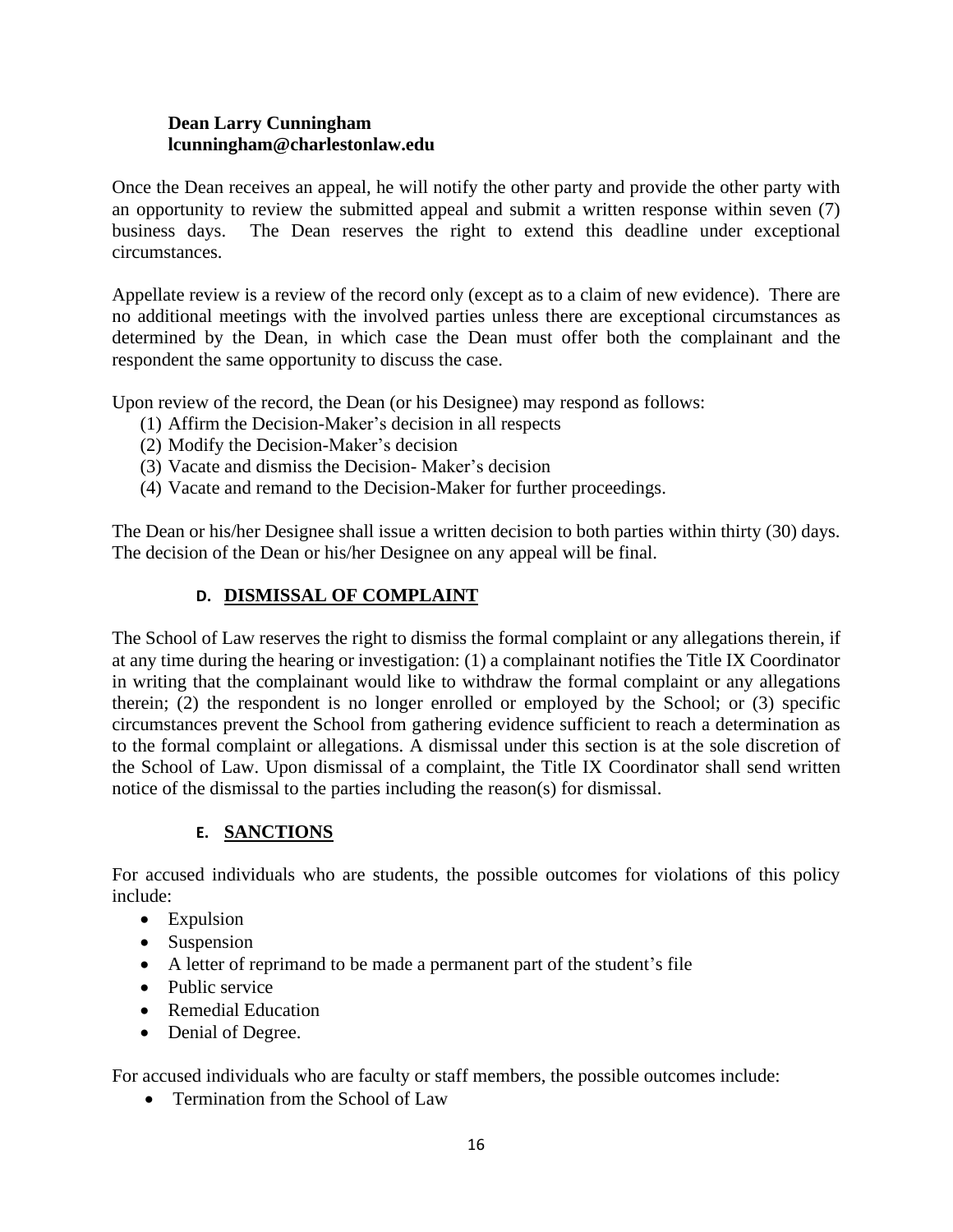**Dean Larry Cunningham**
**lcunningham@charlestonlaw.edu**

Once the Dean receives an appeal, he will notify the other party and provide the other party with an opportunity to review the submitted appeal and submit a written response within seven (7) business days. The Dean reserves the right to extend this deadline under exceptional circumstances.

Appellate review is a review of the record only (except as to a claim of new evidence). There are no additional meetings with the involved parties unless there are exceptional circumstances as determined by the Dean, in which case the Dean must offer both the complainant and the respondent the same opportunity to discuss the case.

Upon review of the record, the Dean (or his Designee) may respond as follows:

(1) Affirm the Decision-Maker's decision in all respects
(2) Modify the Decision-Maker's decision
(3) Vacate and dismiss the Decision- Maker's decision
(4) Vacate and remand to the Decision-Maker for further proceedings.

The Dean or his/her Designee shall issue a written decision to both parties within thirty (30) days. The decision of the Dean or his/her Designee on any appeal will be final.

### D. DISMISSAL OF COMPLAINT

The School of Law reserves the right to dismiss the formal complaint or any allegations therein, if at any time during the hearing or investigation: (1) a complainant notifies the Title IX Coordinator in writing that the complainant would like to withdraw the formal complaint or any allegations therein; (2) the respondent is no longer enrolled or employed by the School; or (3) specific circumstances prevent the School from gathering evidence sufficient to reach a determination as to the formal complaint or allegations. A dismissal under this section is at the sole discretion of the School of Law. Upon dismissal of a complaint, the Title IX Coordinator shall send written notice of the dismissal to the parties including the reason(s) for dismissal.

### E. SANCTIONS

For accused individuals who are students, the possible outcomes for violations of this policy include:

- Expulsion
- Suspension
- A letter of reprimand to be made a permanent part of the student's file
- Public service
- Remedial Education
- Denial of Degree.

For accused individuals who are faculty or staff members, the possible outcomes include:

- Termination from the School of Law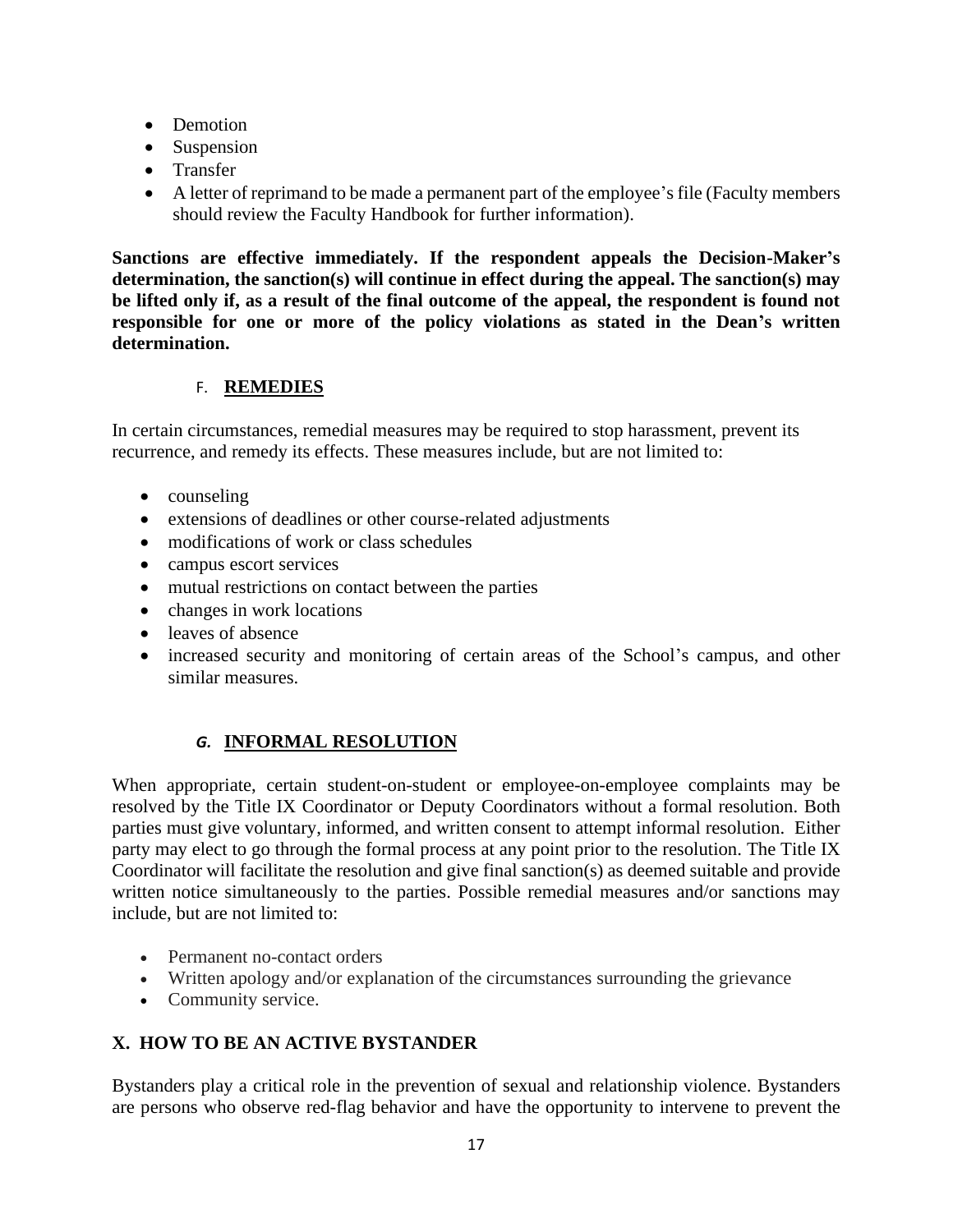- Demotion
- Suspension
- Transfer
- A letter of reprimand to be made a permanent part of the employee's file (Faculty members should review the Faculty Handbook for further information).

**Sanctions are effective immediately. If the respondent appeals the Decision-Maker's determination, the sanction(s) will continue in effect during the appeal. The sanction(s) may be lifted only if, as a result of the final outcome of the appeal, the respondent is found not responsible for one or more of the policy violations as stated in the Dean's written determination.**

### F. REMEDIES

In certain circumstances, remedial measures may be required to stop harassment, prevent its recurrence, and remedy its effects. These measures include, but are not limited to:

- counseling
- extensions of deadlines or other course-related adjustments
- modifications of work or class schedules
- campus escort services
- mutual restrictions on contact between the parties
- changes in work locations
- leaves of absence
- increased security and monitoring of certain areas of the School's campus, and other similar measures.

### *G.* INFORMAL RESOLUTION

When appropriate, certain student-on-student or employee-on-employee complaints may be resolved by the Title IX Coordinator or Deputy Coordinators without a formal resolution. Both parties must give voluntary, informed, and written consent to attempt informal resolution. Either party may elect to go through the formal process at any point prior to the resolution. The Title IX Coordinator will facilitate the resolution and give final sanction(s) as deemed suitable and provide written notice simultaneously to the parties. Possible remedial measures and/or sanctions may include, but are not limited to:

- Permanent no-contact orders
- Written apology and/or explanation of the circumstances surrounding the grievance
- Community service.

## X. HOW TO BE AN ACTIVE BYSTANDER

Bystanders play a critical role in the prevention of sexual and relationship violence. Bystanders are persons who observe red-flag behavior and have the opportunity to intervene to prevent the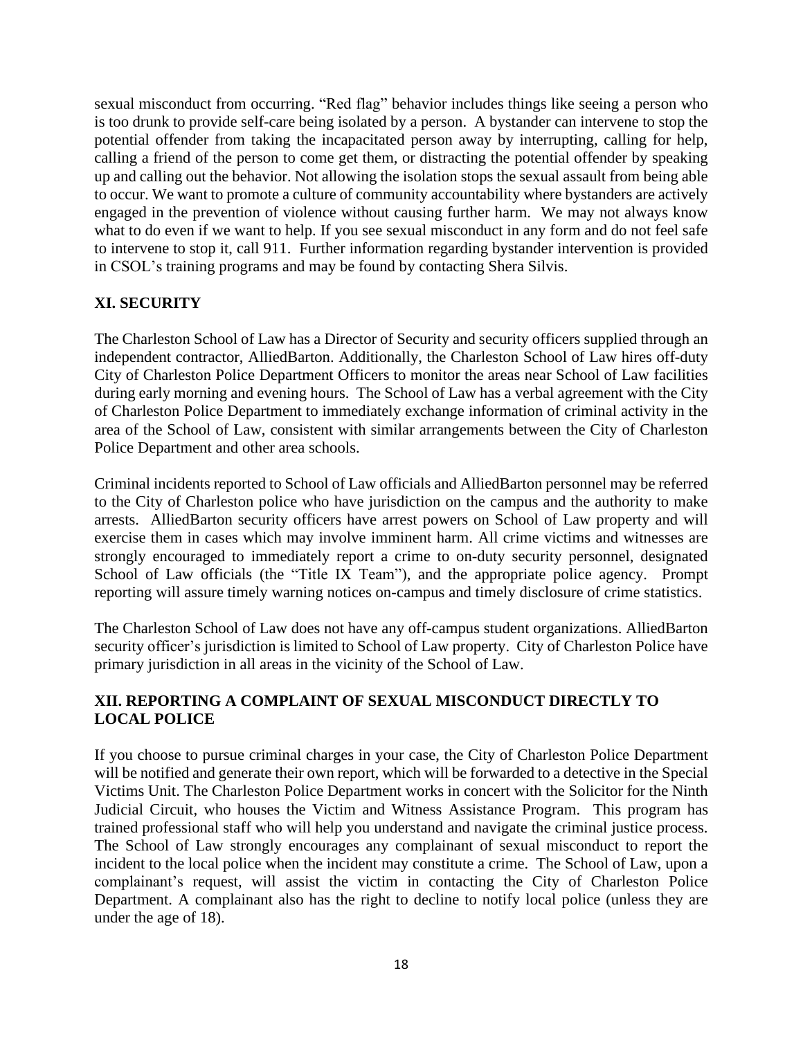sexual misconduct from occurring. "Red flag" behavior includes things like seeing a person who is too drunk to provide self-care being isolated by a person. A bystander can intervene to stop the potential offender from taking the incapacitated person away by interrupting, calling for help, calling a friend of the person to come get them, or distracting the potential offender by speaking up and calling out the behavior. Not allowing the isolation stops the sexual assault from being able to occur. We want to promote a culture of community accountability where bystanders are actively engaged in the prevention of violence without causing further harm. We may not always know what to do even if we want to help. If you see sexual misconduct in any form and do not feel safe to intervene to stop it, call 911. Further information regarding bystander intervention is provided in CSOL's training programs and may be found by contacting Shera Silvis.

## XI. SECURITY

The Charleston School of Law has a Director of Security and security officers supplied through an independent contractor, AlliedBarton. Additionally, the Charleston School of Law hires off-duty City of Charleston Police Department Officers to monitor the areas near School of Law facilities during early morning and evening hours. The School of Law has a verbal agreement with the City of Charleston Police Department to immediately exchange information of criminal activity in the area of the School of Law, consistent with similar arrangements between the City of Charleston Police Department and other area schools.

Criminal incidents reported to School of Law officials and AlliedBarton personnel may be referred to the City of Charleston police who have jurisdiction on the campus and the authority to make arrests. AlliedBarton security officers have arrest powers on School of Law property and will exercise them in cases which may involve imminent harm. All crime victims and witnesses are strongly encouraged to immediately report a crime to on-duty security personnel, designated School of Law officials (the "Title IX Team"), and the appropriate police agency. Prompt reporting will assure timely warning notices on-campus and timely disclosure of crime statistics.

The Charleston School of Law does not have any off-campus student organizations. AlliedBarton security officer's jurisdiction is limited to School of Law property. City of Charleston Police have primary jurisdiction in all areas in the vicinity of the School of Law.

## XII. REPORTING A COMPLAINT OF SEXUAL MISCONDUCT DIRECTLY TO LOCAL POLICE

If you choose to pursue criminal charges in your case, the City of Charleston Police Department will be notified and generate their own report, which will be forwarded to a detective in the Special Victims Unit. The Charleston Police Department works in concert with the Solicitor for the Ninth Judicial Circuit, who houses the Victim and Witness Assistance Program. This program has trained professional staff who will help you understand and navigate the criminal justice process. The School of Law strongly encourages any complainant of sexual misconduct to report the incident to the local police when the incident may constitute a crime. The School of Law, upon a complainant's request, will assist the victim in contacting the City of Charleston Police Department. A complainant also has the right to decline to notify local police (unless they are under the age of 18).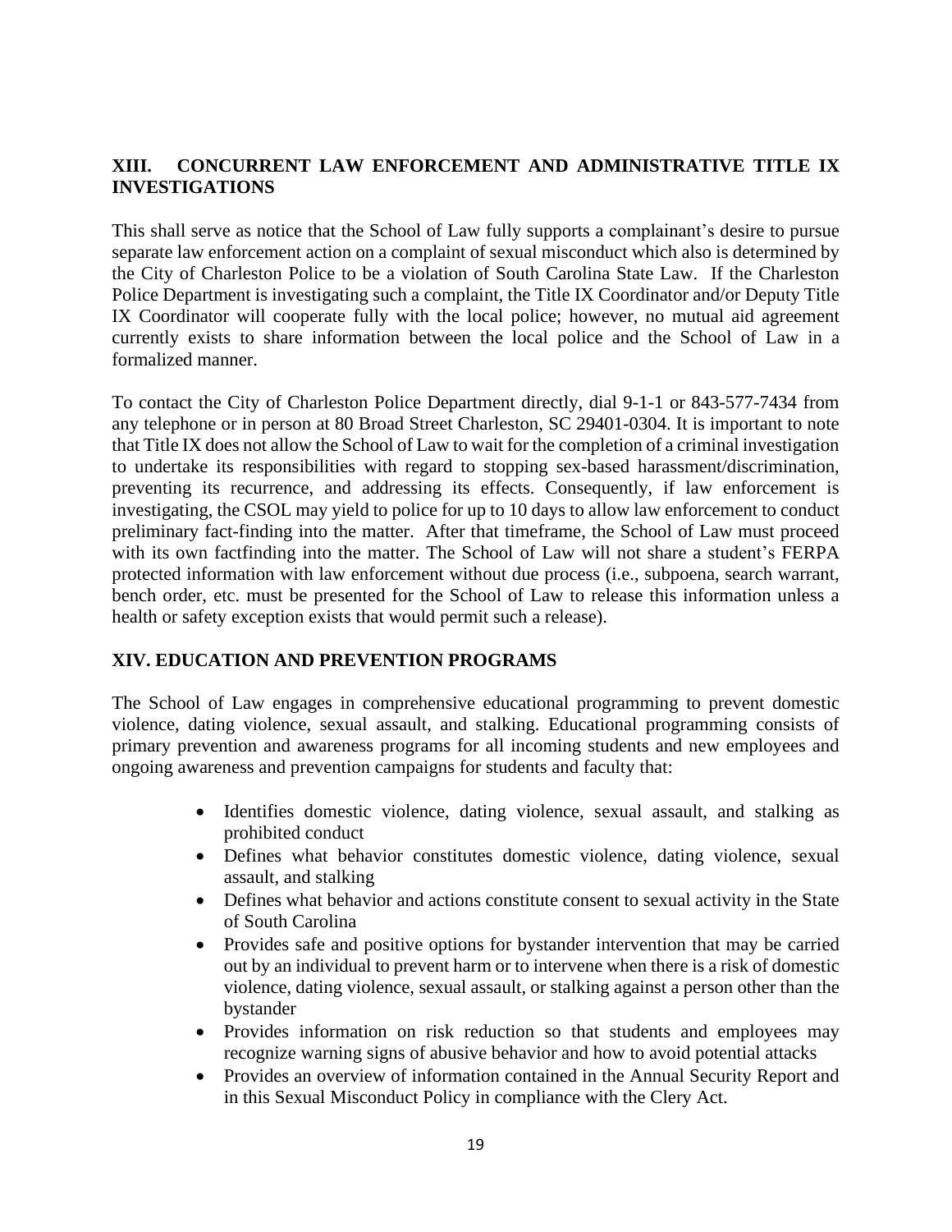## XIII. CONCURRENT LAW ENFORCEMENT AND ADMINISTRATIVE TITLE IX INVESTIGATIONS

This shall serve as notice that the School of Law fully supports a complainant's desire to pursue separate law enforcement action on a complaint of sexual misconduct which also is determined by the City of Charleston Police to be a violation of South Carolina State Law. If the Charleston Police Department is investigating such a complaint, the Title IX Coordinator and/or Deputy Title IX Coordinator will cooperate fully with the local police; however, no mutual aid agreement currently exists to share information between the local police and the School of Law in a formalized manner.

To contact the City of Charleston Police Department directly, dial 9-1-1 or 843-577-7434 from any telephone or in person at 80 Broad Street Charleston, SC 29401-0304. It is important to note that Title IX does not allow the School of Law to wait for the completion of a criminal investigation to undertake its responsibilities with regard to stopping sex-based harassment/discrimination, preventing its recurrence, and addressing its effects. Consequently, if law enforcement is investigating, the CSOL may yield to police for up to 10 days to allow law enforcement to conduct preliminary fact-finding into the matter. After that timeframe, the School of Law must proceed with its own factfinding into the matter. The School of Law will not share a student's FERPA protected information with law enforcement without due process (i.e., subpoena, search warrant, bench order, etc. must be presented for the School of Law to release this information unless a health or safety exception exists that would permit such a release).

## XIV. EDUCATION AND PREVENTION PROGRAMS

The School of Law engages in comprehensive educational programming to prevent domestic violence, dating violence, sexual assault, and stalking. Educational programming consists of primary prevention and awareness programs for all incoming students and new employees and ongoing awareness and prevention campaigns for students and faculty that:

- Identifies domestic violence, dating violence, sexual assault, and stalking as prohibited conduct
- Defines what behavior constitutes domestic violence, dating violence, sexual assault, and stalking
- Defines what behavior and actions constitute consent to sexual activity in the State of South Carolina
- Provides safe and positive options for bystander intervention that may be carried out by an individual to prevent harm or to intervene when there is a risk of domestic violence, dating violence, sexual assault, or stalking against a person other than the bystander
- Provides information on risk reduction so that students and employees may recognize warning signs of abusive behavior and how to avoid potential attacks
- Provides an overview of information contained in the Annual Security Report and in this Sexual Misconduct Policy in compliance with the Clery Act.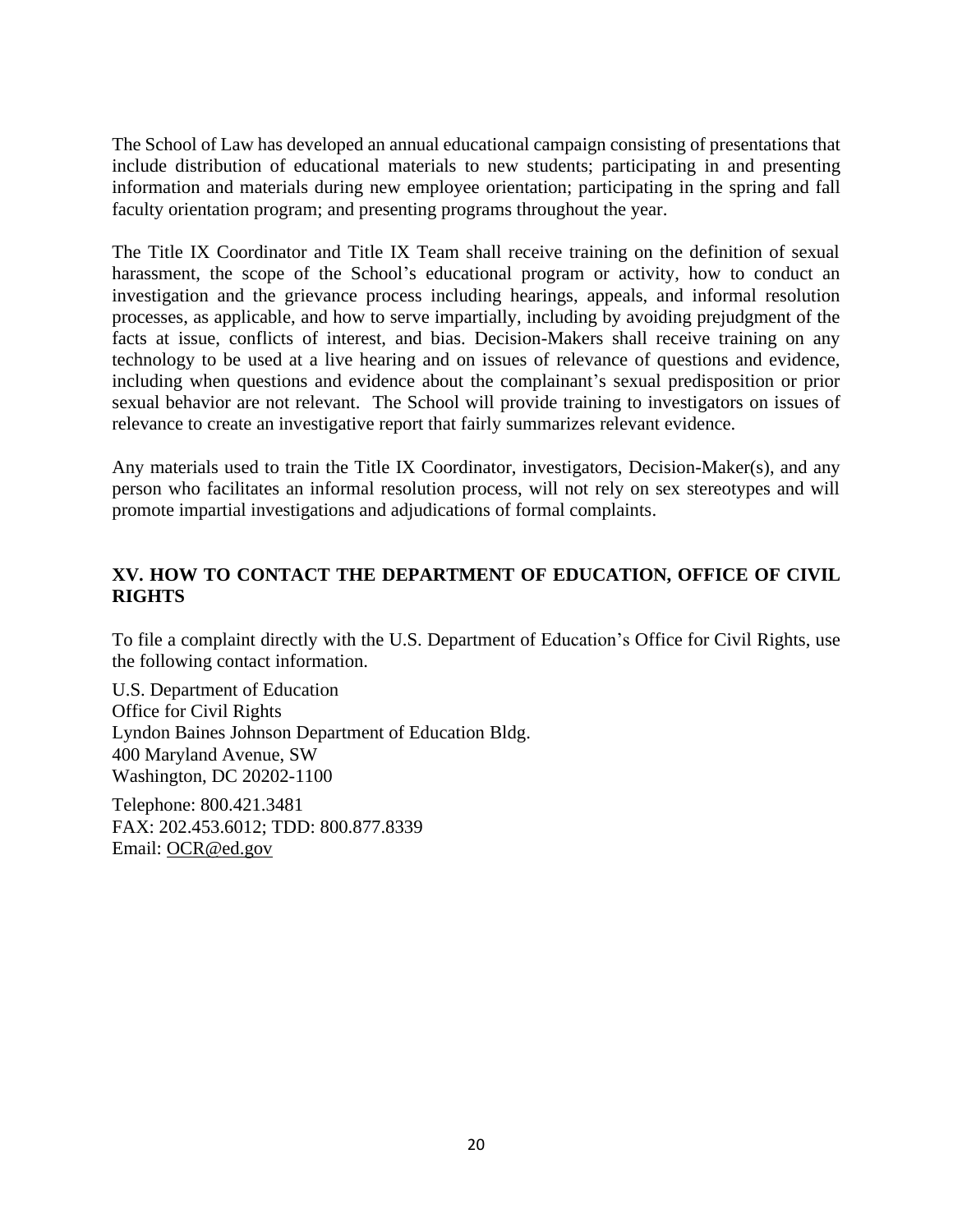The School of Law has developed an annual educational campaign consisting of presentations that include distribution of educational materials to new students; participating in and presenting information and materials during new employee orientation; participating in the spring and fall faculty orientation program; and presenting programs throughout the year.

The Title IX Coordinator and Title IX Team shall receive training on the definition of sexual harassment, the scope of the School's educational program or activity, how to conduct an investigation and the grievance process including hearings, appeals, and informal resolution processes, as applicable, and how to serve impartially, including by avoiding prejudgment of the facts at issue, conflicts of interest, and bias. Decision-Makers shall receive training on any technology to be used at a live hearing and on issues of relevance of questions and evidence, including when questions and evidence about the complainant's sexual predisposition or prior sexual behavior are not relevant. The School will provide training to investigators on issues of relevance to create an investigative report that fairly summarizes relevant evidence.

Any materials used to train the Title IX Coordinator, investigators, Decision-Maker(s), and any person who facilitates an informal resolution process, will not rely on sex stereotypes and will promote impartial investigations and adjudications of formal complaints.

## XV. HOW TO CONTACT THE DEPARTMENT OF EDUCATION, OFFICE OF CIVIL RIGHTS

To file a complaint directly with the U.S. Department of Education's Office for Civil Rights, use the following contact information.

U.S. Department of Education
Office for Civil Rights
Lyndon Baines Johnson Department of Education Bldg.
400 Maryland Avenue, SW
Washington, DC 20202-1100

Telephone: 800.421.3481
FAX: 202.453.6012; TDD: 800.877.8339
Email: OCR@ed.gov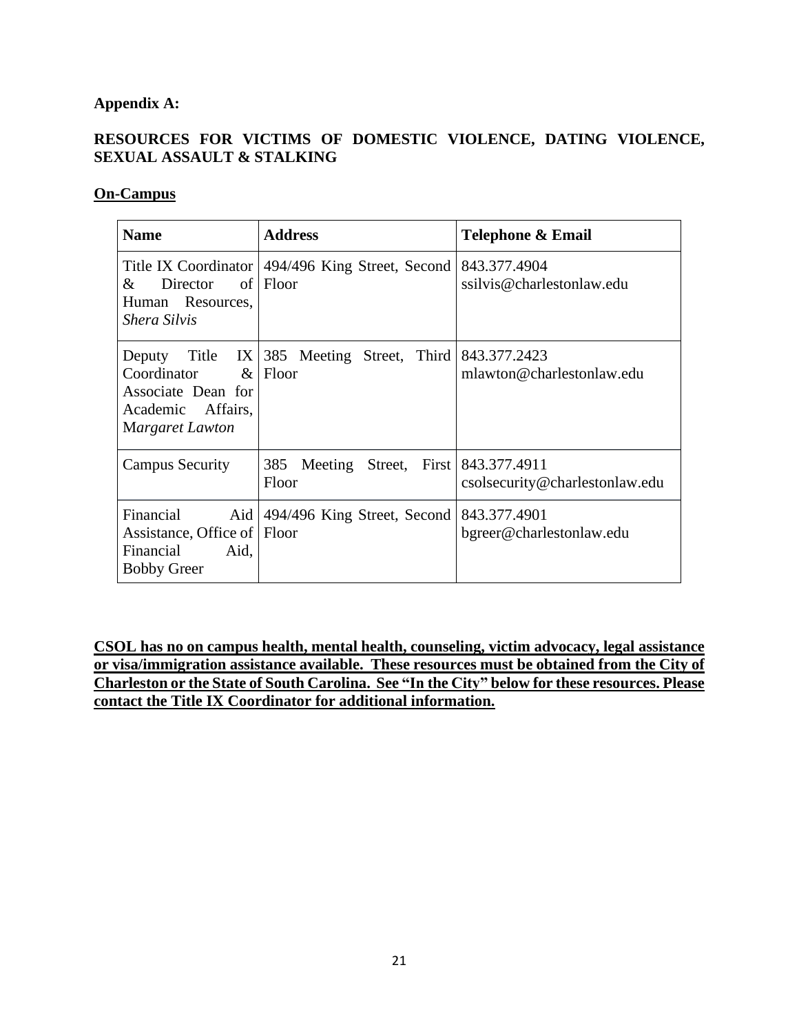**Appendix A:**

**RESOURCES FOR VICTIMS OF DOMESTIC VIOLENCE, DATING VIOLENCE, SEXUAL ASSAULT & STALKING**

**<u>On-Campus</u>**

| **Name** | **Address** | **Telephone & Email** |
|---|---|---|
| Title IX Coordinator & Director of Human Resources, *Shera Silvis* | 494/496 King Street, Second Floor | 843.377.4904<br>ssilvis@charlestonlaw.edu |
| Deputy Title IX Coordinator & Associate Dean for Academic Affairs, *Margaret Lawton* | 385 Meeting Street, Third Floor | 843.377.2423<br>mlawton@charlestonlaw.edu |
| Campus Security | 385 Meeting Street, First Floor | 843.377.4911<br>csolsecurity@charlestonlaw.edu |
| Financial Aid Assistance, Office of Financial Aid, Bobby Greer | 494/496 King Street, Second Floor | 843.377.4901<br>bgreer@charlestonlaw.edu |

**<u>CSOL has no on campus health, mental health, counseling, victim advocacy, legal assistance or visa/immigration assistance available. These resources must be obtained from the City of Charleston or the State of South Carolina. See "In the City" below for these resources. Please contact the Title IX Coordinator for additional information.</u>**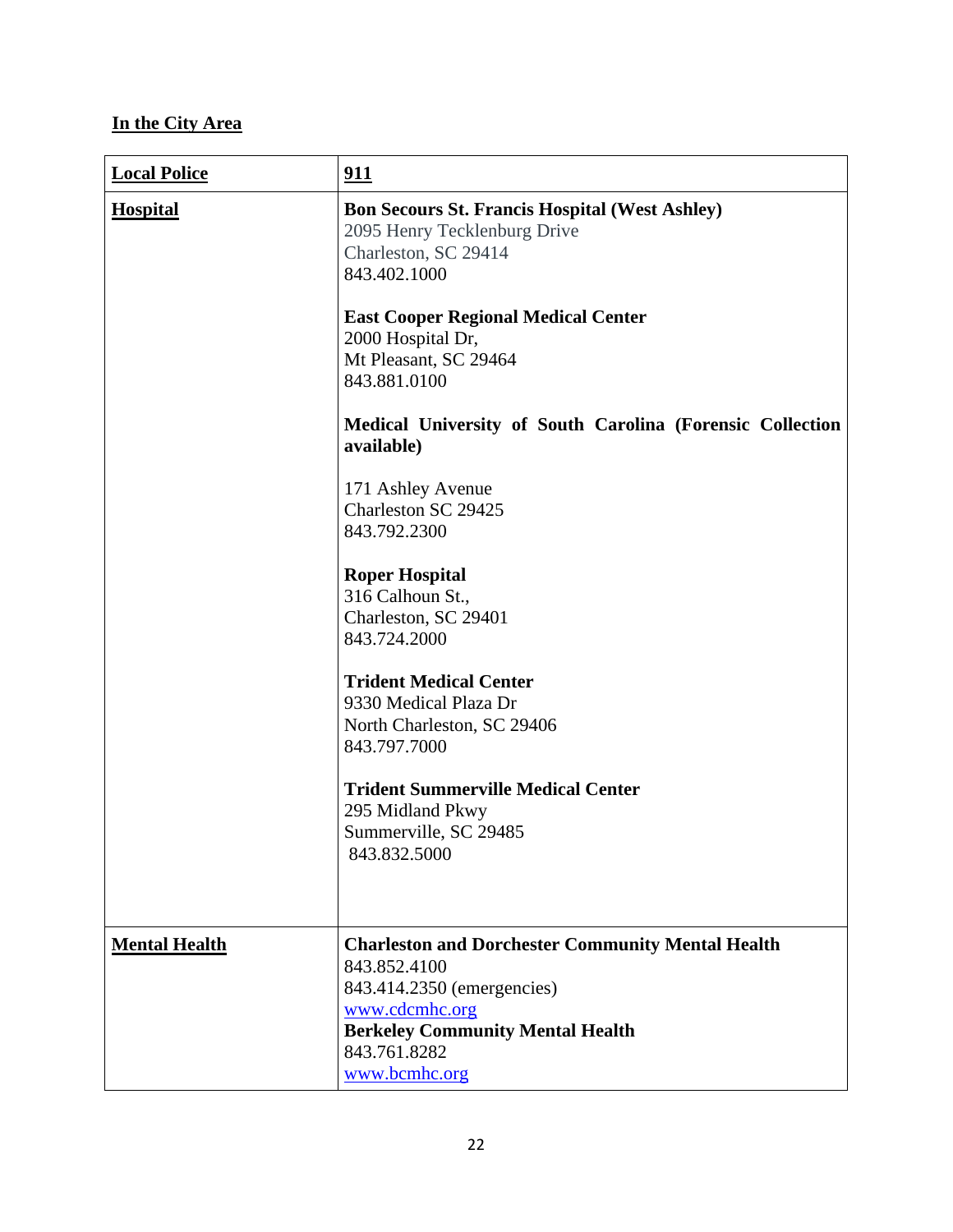## In the City Area

| Local Police | 911 |
|---|---|
| **Hospital** | **Bon Secours St. Francis Hospital (West Ashley)**<br>2095 Henry Tecklenburg Drive<br>Charleston, SC 29414<br>843.402.1000<br><br>**East Cooper Regional Medical Center**<br>2000 Hospital Dr,<br>Mt Pleasant, SC 29464<br>843.881.0100<br><br>**Medical University of South Carolina (Forensic Collection available)**<br><br>171 Ashley Avenue<br>Charleston SC 29425<br>843.792.2300<br><br>**Roper Hospital**<br>316 Calhoun St.,<br>Charleston, SC 29401<br>843.724.2000<br><br>**Trident Medical Center**<br>9330 Medical Plaza Dr<br>North Charleston, SC 29406<br>843.797.7000<br><br>**Trident Summerville Medical Center**<br>295 Midland Pkwy<br>Summerville, SC 29485<br>843.832.5000 |
| **Mental Health** | **Charleston and Dorchester Community Mental Health**<br>843.852.4100<br>843.414.2350 (emergencies)<br>www.cdcmhc.org<br>**Berkeley Community Mental Health**<br>843.761.8282<br>www.bcmhc.org |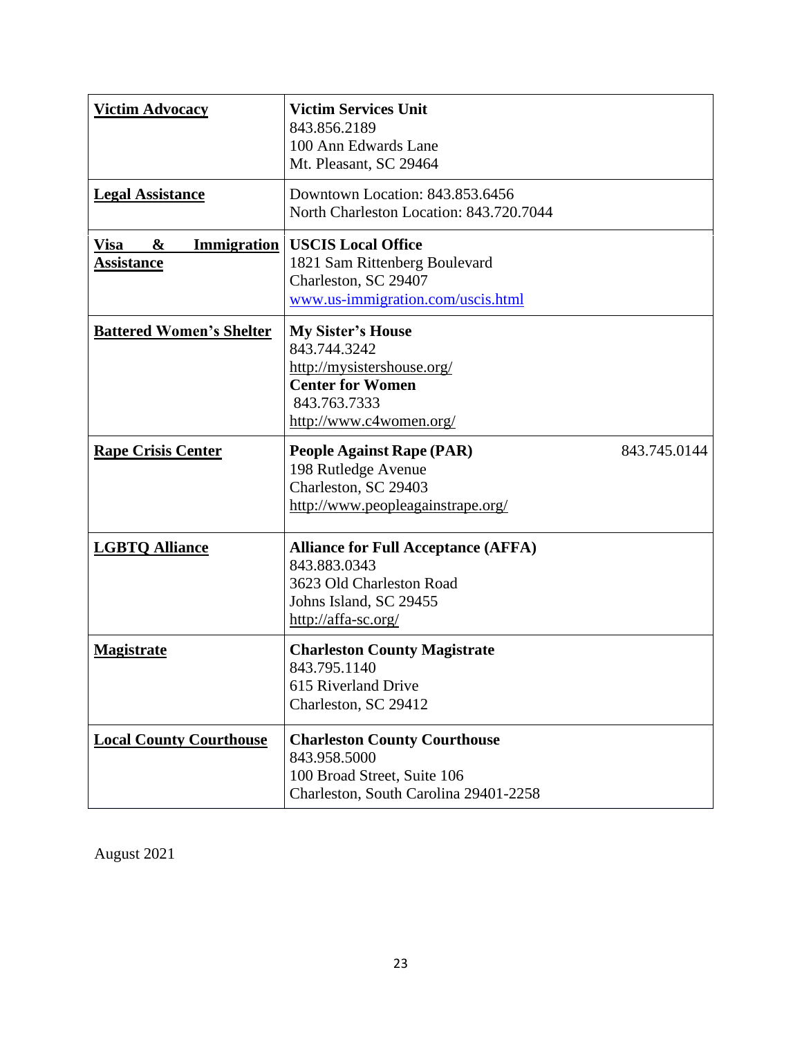| | |
|---|---|
| **Victim Advocacy** | **Victim Services Unit**<br>843.856.2189<br>100 Ann Edwards Lane<br>Mt. Pleasant, SC 29464 |
| **Legal Assistance** | Downtown Location: 843.853.6456<br>North Charleston Location: 843.720.7044 |
| **Visa & Immigration Assistance** | **USCIS Local Office**<br>1821 Sam Rittenberg Boulevard<br>Charleston, SC 29407<br>www.us-immigration.com/uscis.html |
| **Battered Women's Shelter** | **My Sister's House**<br>843.744.3242<br>http://mysistershouse.org/<br>**Center for Women**<br>843.763.7333<br>http://www.c4women.org/ |
| **Rape Crisis Center** | **People Against Rape (PAR)** 843.745.0144<br>198 Rutledge Avenue<br>Charleston, SC 29403<br>http://www.peopleagainstrape.org/ |
| **LGBTQ Alliance** | **Alliance for Full Acceptance (AFFA)**<br>843.883.0343<br>3623 Old Charleston Road<br>Johns Island, SC 29455<br>http://affa-sc.org/ |
| **Magistrate** | **Charleston County Magistrate**<br>843.795.1140<br>615 Riverland Drive<br>Charleston, SC 29412 |
| **Local County Courthouse** | **Charleston County Courthouse**<br>843.958.5000<br>100 Broad Street, Suite 106<br>Charleston, South Carolina 29401-2258 |

August 2021